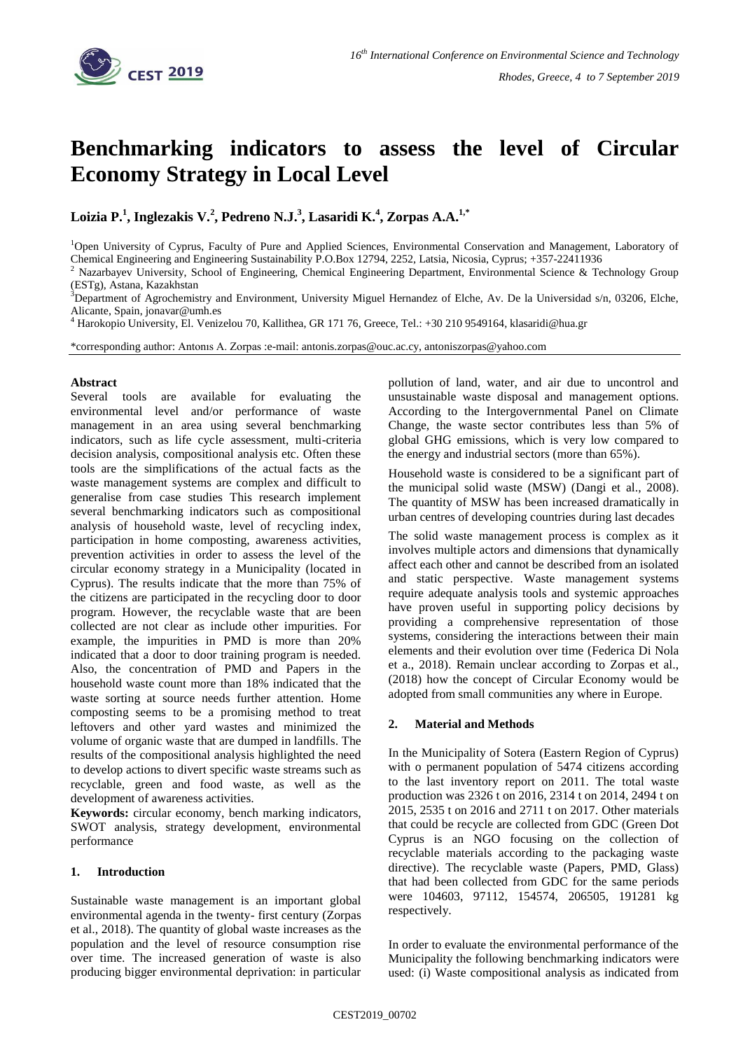# Benchmarking indicators to assess the level of Circular Economy Strategy in Local Level

**Loizia P.[1], Inglezakis V.[2], Pedreno N.J.[3], Lasaridi K.[4], Zorpas A.A.[1,*]**

[1]Open University of Cyprus, Faculty of Pure and Applied Sciences, Environmental Conservation and Management, Laboratory of Chemical Engineering and Engineering Sustainability P.O.Box 12794, 2252, Latsia, Nicosia, Cyprus; +357-22411936

[2] Nazarbayev University, School of Engineering, Chemical Engineering Department, Environmental Science & Technology Group (ESTg), Astana, Kazakhstan

[3]Department of Agrochemistry and Environment, University Miguel Hernandez of Elche, Av. De la Universidad s/n, 03206, Elche, Alicante, Spain, jonavar@umh.es

[4] Harokopio University, El. Venizelou 70, Kallithea, GR 171 76, Greece, Tel.: +30 210 9549164, klasaridi@hua.gr

*corresponding author: Antonıs A. Zorpas :e-mail: antonis.zorpas@ouc.ac.cy, antoniszorpas@yahoo.com

**Abstract**

Several tools are available for evaluating the environmental level and/or performance of waste management in an area using several benchmarking indicators, such as life cycle assessment, multi-criteria decision analysis, compositional analysis etc. Often these tools are the simplifications of the actual facts as the waste management systems are complex and difficult to generalise from case studies This research implement several benchmarking indicators such as compositional analysis of household waste, level of recycling index, participation in home composting, awareness activities, prevention activities in order to assess the level of the circular economy strategy in a Municipality (located in Cyprus). The results indicate that the more than 75% of the citizens are participated in the recycling door to door program. However, the recyclable waste that are been collected are not clear as include other impurities. For example, the impurities in PMD is more than 20% indicated that a door to door training program is needed. Also, the concentration of PMD and Papers in the household waste count more than 18% indicated that the waste sorting at source needs further attention. Home composting seems to be a promising method to treat leftovers and other yard wastes and minimized the volume of organic waste that are dumped in landfills. The results of the compositional analysis highlighted the need to develop actions to divert specific waste streams such as recyclable, green and food waste, as well as the development of awareness activities.

**Keywords:** circular economy, bench marking indicators, SWOT analysis, strategy development, environmental performance

## 1. Introduction

Sustainable waste management is an important global environmental agenda in the twenty- first century (Zorpas et al., 2018). The quantity of global waste increases as the population and the level of resource consumption rise over time. The increased generation of waste is also producing bigger environmental deprivation: in particular pollution of land, water, and air due to uncontrol and unsustainable waste disposal and management options. According to the Intergovernmental Panel on Climate Change, the waste sector contributes less than 5% of global GHG emissions, which is very low compared to the energy and industrial sectors (more than 65%).

Household waste is considered to be a significant part of the municipal solid waste (MSW) (Dangi et al., 2008). The quantity of MSW has been increased dramatically in urban centres of developing countries during last decades

The solid waste management process is complex as it involves multiple actors and dimensions that dynamically affect each other and cannot be described from an isolated and static perspective. Waste management systems require adequate analysis tools and systemic approaches have proven useful in supporting policy decisions by providing a comprehensive representation of those systems, considering the interactions between their main elements and their evolution over time (Federica Di Nola et a., 2018). Remain unclear according to Zorpas et al., (2018) how the concept of Circular Economy would be adopted from small communities any where in Europe.

## 2. Material and Methods

In the Municipality of Sotera (Eastern Region of Cyprus) with o permanent population of 5474 citizens according to the last inventory report on 2011. The total waste production was 2326 t on 2016, 2314 t on 2014, 2494 t on 2015, 2535 t on 2016 and 2711 t on 2017. Other materials that could be recycle are collected from GDC (Green Dot Cyprus is an NGO focusing on the collection of recyclable materials according to the packaging waste directive). The recyclable waste (Papers, PMD, Glass) that had been collected from GDC for the same periods were 104603, 97112, 154574, 206505, 191281 kg respectively.

In order to evaluate the environmental performance of the Municipality the following benchmarking indicators were used: (i) Waste compositional analysis as indicated from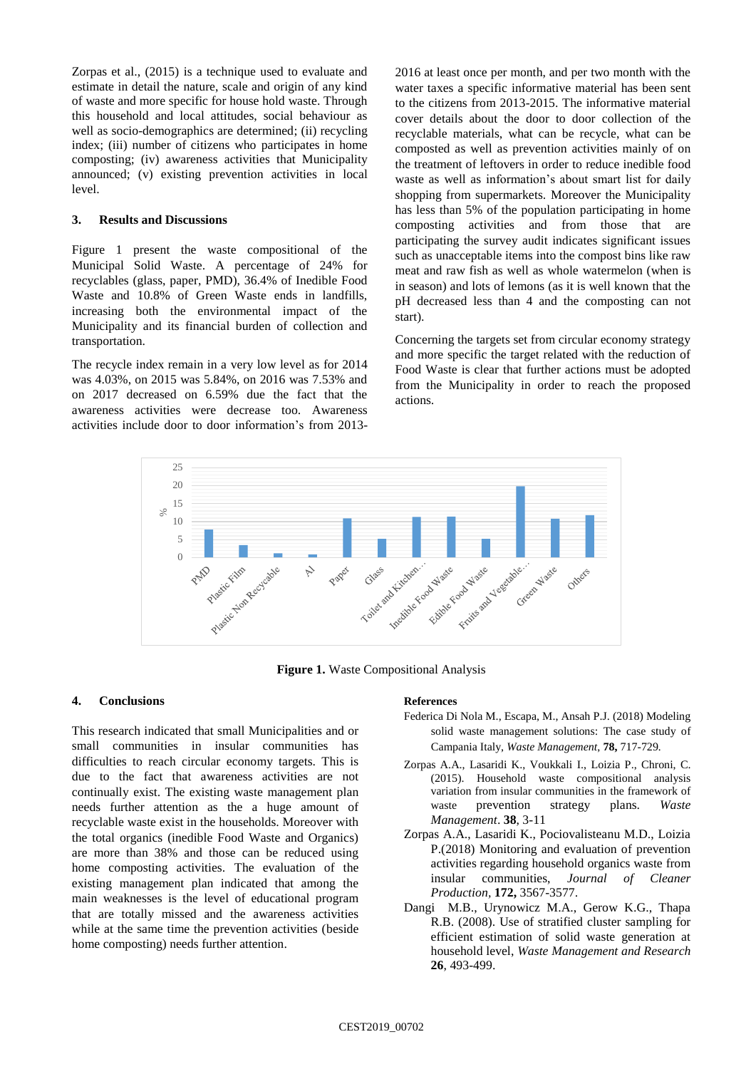Zorpas et al., (2015) is a technique used to evaluate and estimate in detail the nature, scale and origin of any kind of waste and more specific for house hold waste. Through this household and local attitudes, social behaviour as well as socio-demographics are determined; (ii) recycling index; (iii) number of citizens who participates in home composting; (iv) awareness activities that Municipality announced; (v) existing prevention activities in local level.

## 3. Results and Discussions

Figure 1 present the waste compositional of the Municipal Solid Waste. A percentage of 24% for recyclables (glass, paper, PMD), 36.4% of Inedible Food Waste and 10.8% of Green Waste ends in landfills, increasing both the environmental impact of the Municipality and its financial burden of collection and transportation.

The recycle index remain in a very low level as for 2014 was 4.03%, on 2015 was 5.84%, on 2016 was 7.53% and on 2017 decreased on 6.59% due the fact that the awareness activities were decrease too. Awareness activities include door to door information's from 2013-2016 at least once per month, and per two month with the water taxes a specific informative material has been sent to the citizens from 2013-2015. The informative material cover details about the door to door collection of the recyclable materials, what can be recycle, what can be composted as well as prevention activities mainly of on the treatment of leftovers in order to reduce inedible food waste as well as information's about smart list for daily shopping from supermarkets. Moreover the Municipality has less than 5% of the population participating in home composting activities and from those that are participating the survey audit indicates significant issues such as unacceptable items into the compost bins like raw meat and raw fish as well as whole watermelon (when is in season) and lots of lemons (as it is well known that the pH decreased less than 4 and the composting can not start).

Concerning the targets set from circular economy strategy and more specific the target related with the reduction of Food Waste is clear that further actions must be adopted from the Municipality in order to reach the proposed actions.

25
20
15
10
5
0
%

PMD
Plastic Film
Plastic Non Recycable
Al
Paper
Glass
Toilet and Kitchen...
Inedible Food Waste
Edible Food Waste
Fruits and Vegetable...
Green Waste
Others

**Figure 1.** Waste Compositional Analysis

## 4. Conclusions

This research indicated that small Municipalities and or small communities in insular communities has difficulties to reach circular economy targets. This is due to the fact that awareness activities are not continually exist. The existing waste management plan needs further attention as the a huge amount of recyclable waste exist in the households. Moreover with the total organics (inedible Food Waste and Organics) are more than 38% and those can be reduced using home composting activities. The evaluation of the existing management plan indicated that among the main weaknesses is the level of educational program that are totally missed and the awareness activities while at the same time the prevention activities (beside home composting) needs further attention.

### References

Federica Di Nola M., Escapa, M., Ansah P.J. (2018) Modeling solid waste management solutions: The case study of Campania Italy, *Waste Management*, **78,** 717-729.

Zorpas A.A., Lasaridi K., Voukkali I., Loizia P., Chroni, C. (2015). Household waste compositional analysis variation from insular communities in the framework of waste prevention strategy plans. *Waste Management*. **38**, 3-11

Zorpas A.A., Lasaridi K., Pociovalisteanu M.D., Loizia P.(2018) Monitoring and evaluation of prevention activities regarding household organics waste from insular communities, *Journal of Cleaner Production*, **172,** 3567-3577.

Dangi M.B., Urynowicz M.A., Gerow K.G., Thapa R.B. (2008). Use of stratified cluster sampling for efficient estimation of solid waste generation at household level, *Waste Management and Research* **26**, 493-499.